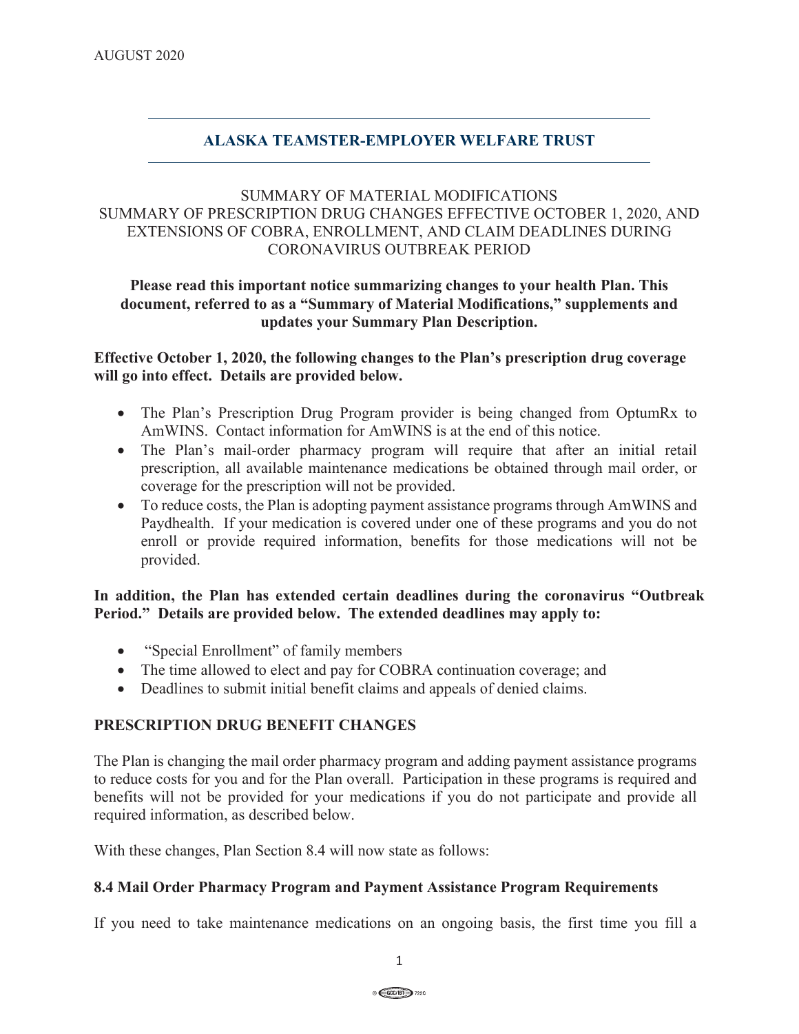AUGUST 2020

# ALASKA TEAMSTER-EMPLOYER WELFARE TRUST

SUMMARY OF MATERIAL MODIFICATIONS
SUMMARY OF PRESCRIPTION DRUG CHANGES EFFECTIVE OCTOBER 1, 2020, AND EXTENSIONS OF COBRA, ENROLLMENT, AND CLAIM DEADLINES DURING CORONAVIRUS OUTBREAK PERIOD

**Please read this important notice summarizing changes to your health Plan. This document, referred to as a "Summary of Material Modifications," supplements and updates your Summary Plan Description.**

**Effective October 1, 2020, the following changes to the Plan's prescription drug coverage will go into effect. Details are provided below.**

- The Plan's Prescription Drug Program provider is being changed from OptumRx to AmWINS. Contact information for AmWINS is at the end of this notice.
- The Plan's mail-order pharmacy program will require that after an initial retail prescription, all available maintenance medications be obtained through mail order, or coverage for the prescription will not be provided.
- To reduce costs, the Plan is adopting payment assistance programs through AmWINS and Paydhealth. If your medication is covered under one of these programs and you do not enroll or provide required information, benefits for those medications will not be provided.

**In addition, the Plan has extended certain deadlines during the coronavirus "Outbreak Period." Details are provided below. The extended deadlines may apply to:**

- "Special Enrollment" of family members
- The time allowed to elect and pay for COBRA continuation coverage; and
- Deadlines to submit initial benefit claims and appeals of denied claims.

## PRESCRIPTION DRUG BENEFIT CHANGES

The Plan is changing the mail order pharmacy program and adding payment assistance programs to reduce costs for you and for the Plan overall. Participation in these programs is required and benefits will not be provided for your medications if you do not participate and provide all required information, as described below.

With these changes, Plan Section 8.4 will now state as follows:

### 8.4 Mail Order Pharmacy Program and Payment Assistance Program Requirements

If you need to take maintenance medications on an ongoing basis, the first time you fill a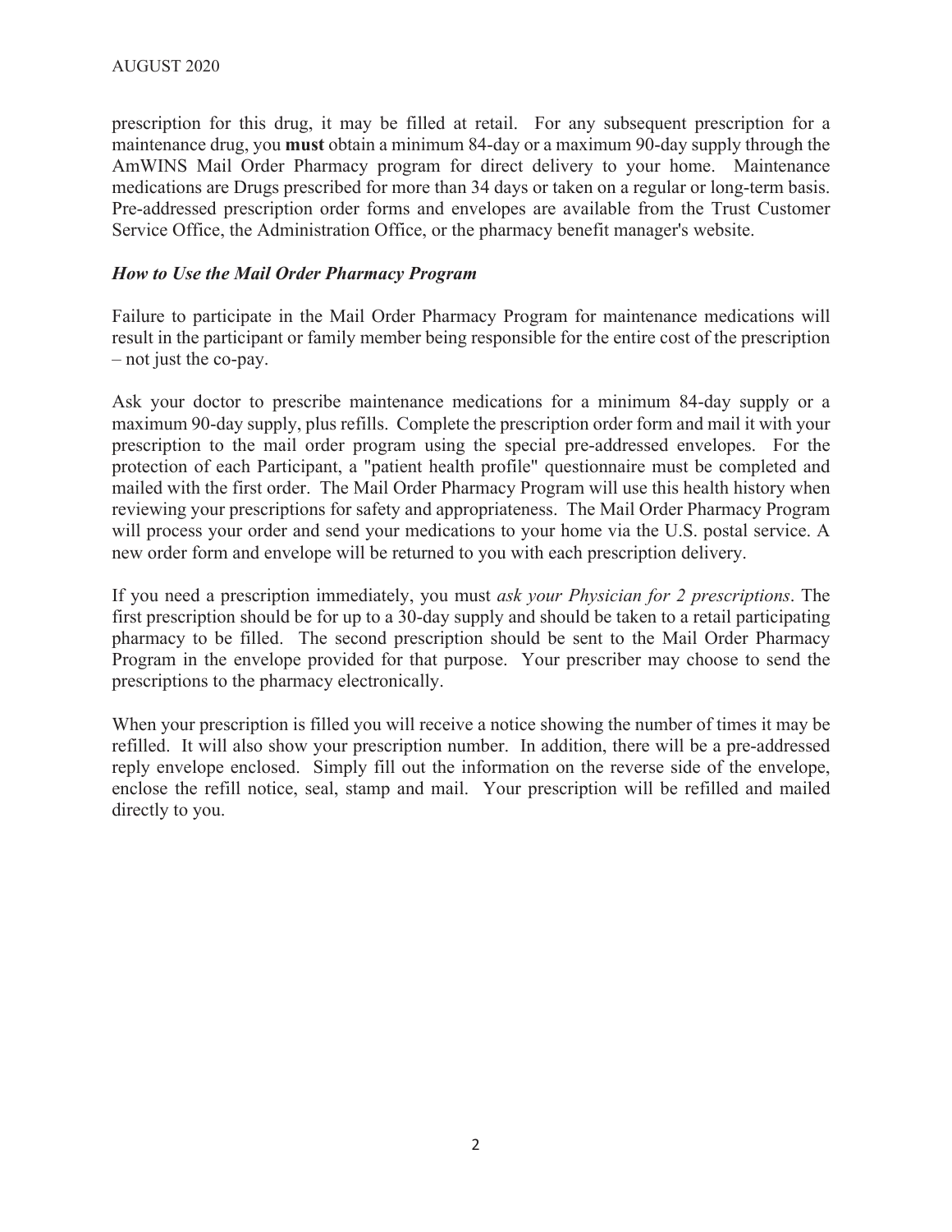prescription for this drug, it may be filled at retail. For any subsequent prescription for a maintenance drug, you **must** obtain a minimum 84-day or a maximum 90-day supply through the AmWINS Mail Order Pharmacy program for direct delivery to your home. Maintenance medications are Drugs prescribed for more than 34 days or taken on a regular or long-term basis. Pre-addressed prescription order forms and envelopes are available from the Trust Customer Service Office, the Administration Office, or the pharmacy benefit manager's website.

***How to Use the Mail Order Pharmacy Program***

Failure to participate in the Mail Order Pharmacy Program for maintenance medications will result in the participant or family member being responsible for the entire cost of the prescription – not just the co-pay.

Ask your doctor to prescribe maintenance medications for a minimum 84-day supply or a maximum 90-day supply, plus refills. Complete the prescription order form and mail it with your prescription to the mail order program using the special pre-addressed envelopes. For the protection of each Participant, a "patient health profile" questionnaire must be completed and mailed with the first order. The Mail Order Pharmacy Program will use this health history when reviewing your prescriptions for safety and appropriateness. The Mail Order Pharmacy Program will process your order and send your medications to your home via the U.S. postal service. A new order form and envelope will be returned to you with each prescription delivery.

If you need a prescription immediately, you must *ask your Physician for 2 prescriptions*. The first prescription should be for up to a 30-day supply and should be taken to a retail participating pharmacy to be filled. The second prescription should be sent to the Mail Order Pharmacy Program in the envelope provided for that purpose. Your prescriber may choose to send the prescriptions to the pharmacy electronically.

When your prescription is filled you will receive a notice showing the number of times it may be refilled. It will also show your prescription number. In addition, there will be a pre-addressed reply envelope enclosed. Simply fill out the information on the reverse side of the envelope, enclose the refill notice, seal, stamp and mail. Your prescription will be refilled and mailed directly to you.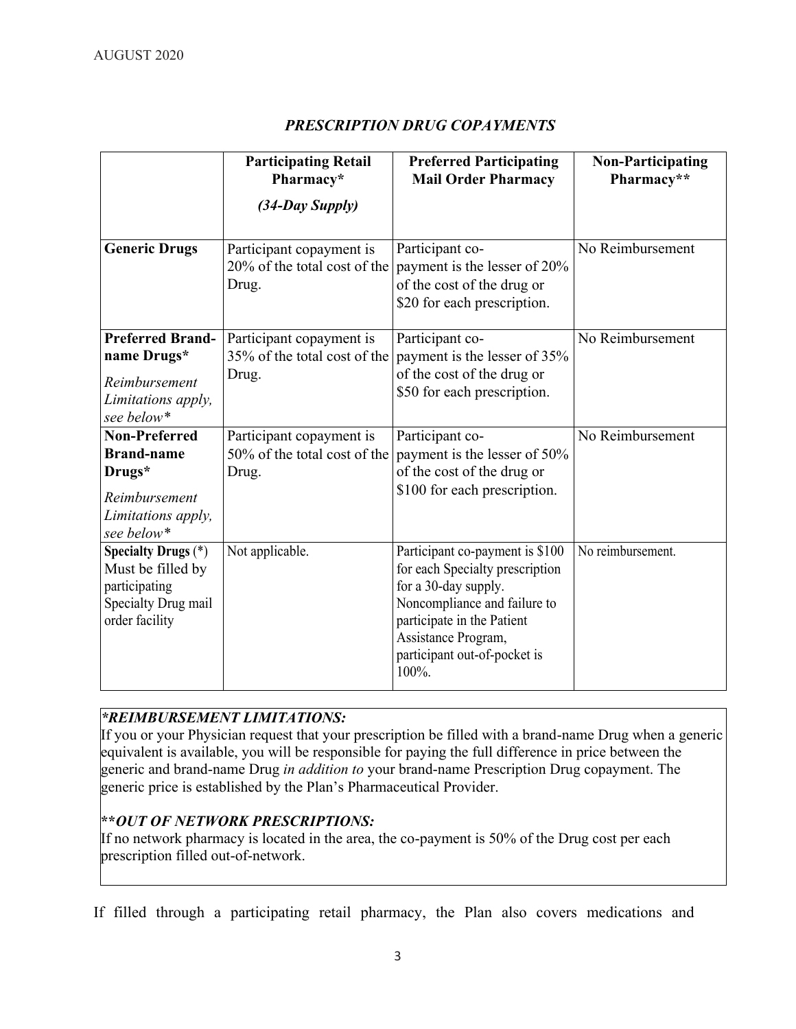## *PRESCRIPTION DRUG COPAYMENTS*

| | **Participating Retail Pharmacy*** *(34-Day Supply)* | **Preferred Participating Mail Order Pharmacy** | **Non-Participating Pharmacy**** |
|---|---|---|---|
| **Generic Drugs** | Participant copayment is 20% of the total cost of the Drug. | Participant co-payment is the lesser of 20% of the cost of the drug or $20 for each prescription. | No Reimbursement |
| **Preferred Brand-name Drugs*** *Reimbursement Limitations apply, see below** | Participant copayment is 35% of the total cost of the Drug. | Participant co-payment is the lesser of 35% of the cost of the drug or $50 for each prescription. | No Reimbursement |
| **Non-Preferred Brand-name Drugs*** *Reimbursement Limitations apply, see below** | Participant copayment is 50% of the total cost of the Drug. | Participant co-payment is the lesser of 50% of the cost of the drug or $100 for each prescription. | No Reimbursement |
| **Specialty Drugs** (*) Must be filled by participating Specialty Drug mail order facility | Not applicable. | Participant co-payment is $100 for each Specialty prescription for a 30-day supply. Noncompliance and failure to participate in the Patient Assistance Program, participant out-of-pocket is 100%. | No reimbursement. |

***REIMBURSEMENT LIMITATIONS:***
If you or your Physician request that your prescription be filled with a brand-name Drug when a generic equivalent is available, you will be responsible for paying the full difference in price between the generic and brand-name Drug *in addition to* your brand-name Prescription Drug copayment. The generic price is established by the Plan's Pharmaceutical Provider.

*****OUT OF NETWORK PRESCRIPTIONS:***
If no network pharmacy is located in the area, the co-payment is 50% of the Drug cost per each prescription filled out-of-network.

If filled through a participating retail pharmacy, the Plan also covers medications and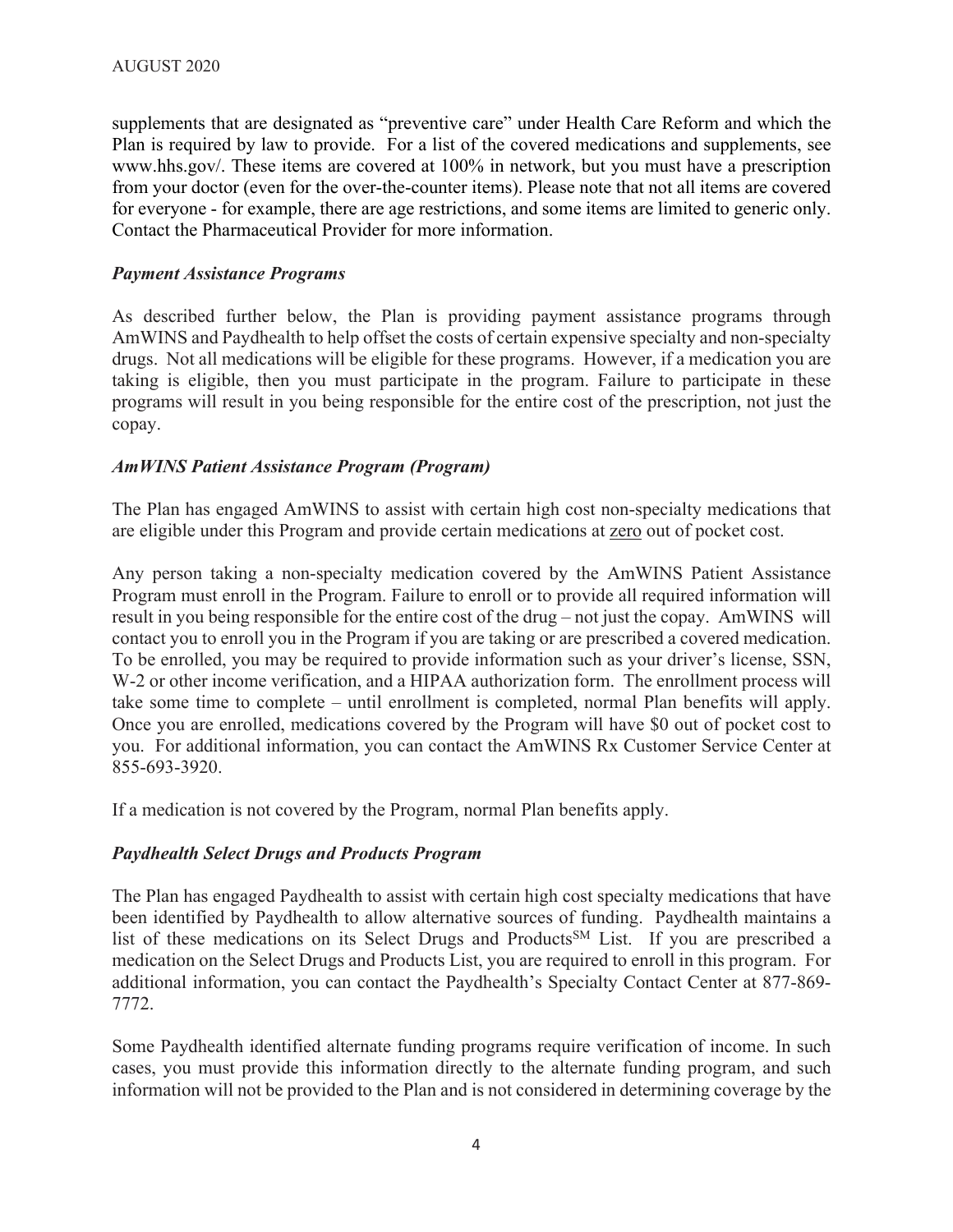supplements that are designated as "preventive care" under Health Care Reform and which the Plan is required by law to provide. For a list of the covered medications and supplements, see www.hhs.gov/. These items are covered at 100% in network, but you must have a prescription from your doctor (even for the over-the-counter items). Please note that not all items are covered for everyone - for example, there are age restrictions, and some items are limited to generic only. Contact the Pharmaceutical Provider for more information.

***Payment Assistance Programs***

As described further below, the Plan is providing payment assistance programs through AmWINS and Paydhealth to help offset the costs of certain expensive specialty and non-specialty drugs. Not all medications will be eligible for these programs. However, if a medication you are taking is eligible, then you must participate in the program. Failure to participate in these programs will result in you being responsible for the entire cost of the prescription, not just the copay.

***AmWINS Patient Assistance Program (Program)***

The Plan has engaged AmWINS to assist with certain high cost non-specialty medications that are eligible under this Program and provide certain medications at <u>zero</u> out of pocket cost.

Any person taking a non-specialty medication covered by the AmWINS Patient Assistance Program must enroll in the Program. Failure to enroll or to provide all required information will result in you being responsible for the entire cost of the drug – not just the copay. AmWINS will contact you to enroll you in the Program if you are taking or are prescribed a covered medication. To be enrolled, you may be required to provide information such as your driver's license, SSN, W-2 or other income verification, and a HIPAA authorization form. The enrollment process will take some time to complete – until enrollment is completed, normal Plan benefits will apply. Once you are enrolled, medications covered by the Program will have $0 out of pocket cost to you. For additional information, you can contact the AmWINS Rx Customer Service Center at 855-693-3920.

If a medication is not covered by the Program, normal Plan benefits apply.

***Paydhealth Select Drugs and Products Program***

The Plan has engaged Paydhealth to assist with certain high cost specialty medications that have been identified by Paydhealth to allow alternative sources of funding. Paydhealth maintains a list of these medications on its Select Drugs and Products[SM] List. If you are prescribed a medication on the Select Drugs and Products List, you are required to enroll in this program. For additional information, you can contact the Paydhealth's Specialty Contact Center at 877-869-7772.

Some Paydhealth identified alternate funding programs require verification of income. In such cases, you must provide this information directly to the alternate funding program, and such information will not be provided to the Plan and is not considered in determining coverage by the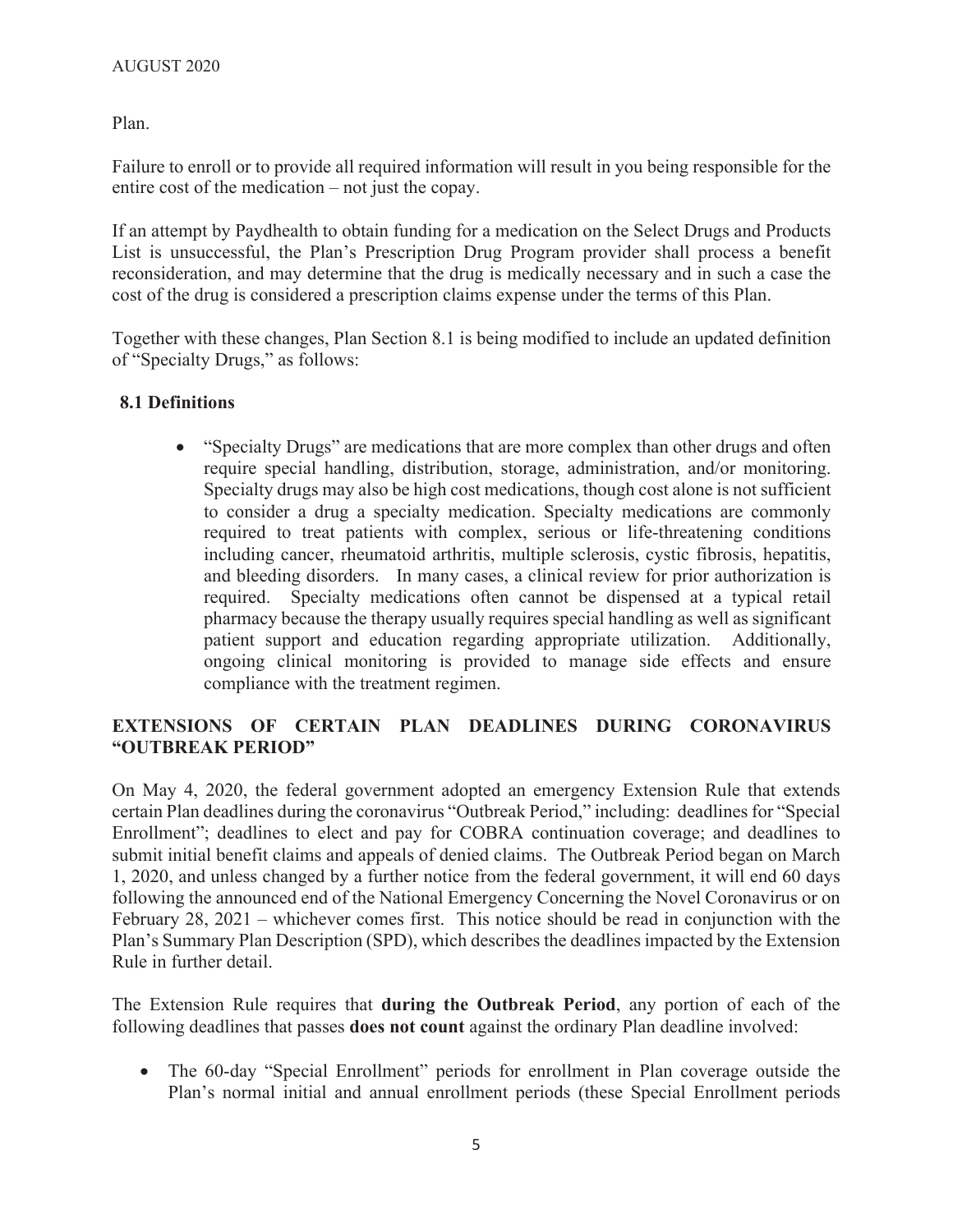Plan.

Failure to enroll or to provide all required information will result in you being responsible for the entire cost of the medication – not just the copay.

If an attempt by Paydhealth to obtain funding for a medication on the Select Drugs and Products List is unsuccessful, the Plan's Prescription Drug Program provider shall process a benefit reconsideration, and may determine that the drug is medically necessary and in such a case the cost of the drug is considered a prescription claims expense under the terms of this Plan.

Together with these changes, Plan Section 8.1 is being modified to include an updated definition of "Specialty Drugs," as follows:

**8.1 Definitions**

- "Specialty Drugs" are medications that are more complex than other drugs and often require special handling, distribution, storage, administration, and/or monitoring. Specialty drugs may also be high cost medications, though cost alone is not sufficient to consider a drug a specialty medication. Specialty medications are commonly required to treat patients with complex, serious or life-threatening conditions including cancer, rheumatoid arthritis, multiple sclerosis, cystic fibrosis, hepatitis, and bleeding disorders. In many cases, a clinical review for prior authorization is required. Specialty medications often cannot be dispensed at a typical retail pharmacy because the therapy usually requires special handling as well as significant patient support and education regarding appropriate utilization. Additionally, ongoing clinical monitoring is provided to manage side effects and ensure compliance with the treatment regimen.

## EXTENSIONS OF CERTAIN PLAN DEADLINES DURING CORONAVIRUS "OUTBREAK PERIOD"

On May 4, 2020, the federal government adopted an emergency Extension Rule that extends certain Plan deadlines during the coronavirus "Outbreak Period," including: deadlines for "Special Enrollment"; deadlines to elect and pay for COBRA continuation coverage; and deadlines to submit initial benefit claims and appeals of denied claims. The Outbreak Period began on March 1, 2020, and unless changed by a further notice from the federal government, it will end 60 days following the announced end of the National Emergency Concerning the Novel Coronavirus or on February 28, 2021 – whichever comes first. This notice should be read in conjunction with the Plan's Summary Plan Description (SPD), which describes the deadlines impacted by the Extension Rule in further detail.

The Extension Rule requires that **during the Outbreak Period**, any portion of each of the following deadlines that passes **does not count** against the ordinary Plan deadline involved:

- The 60-day "Special Enrollment" periods for enrollment in Plan coverage outside the Plan's normal initial and annual enrollment periods (these Special Enrollment periods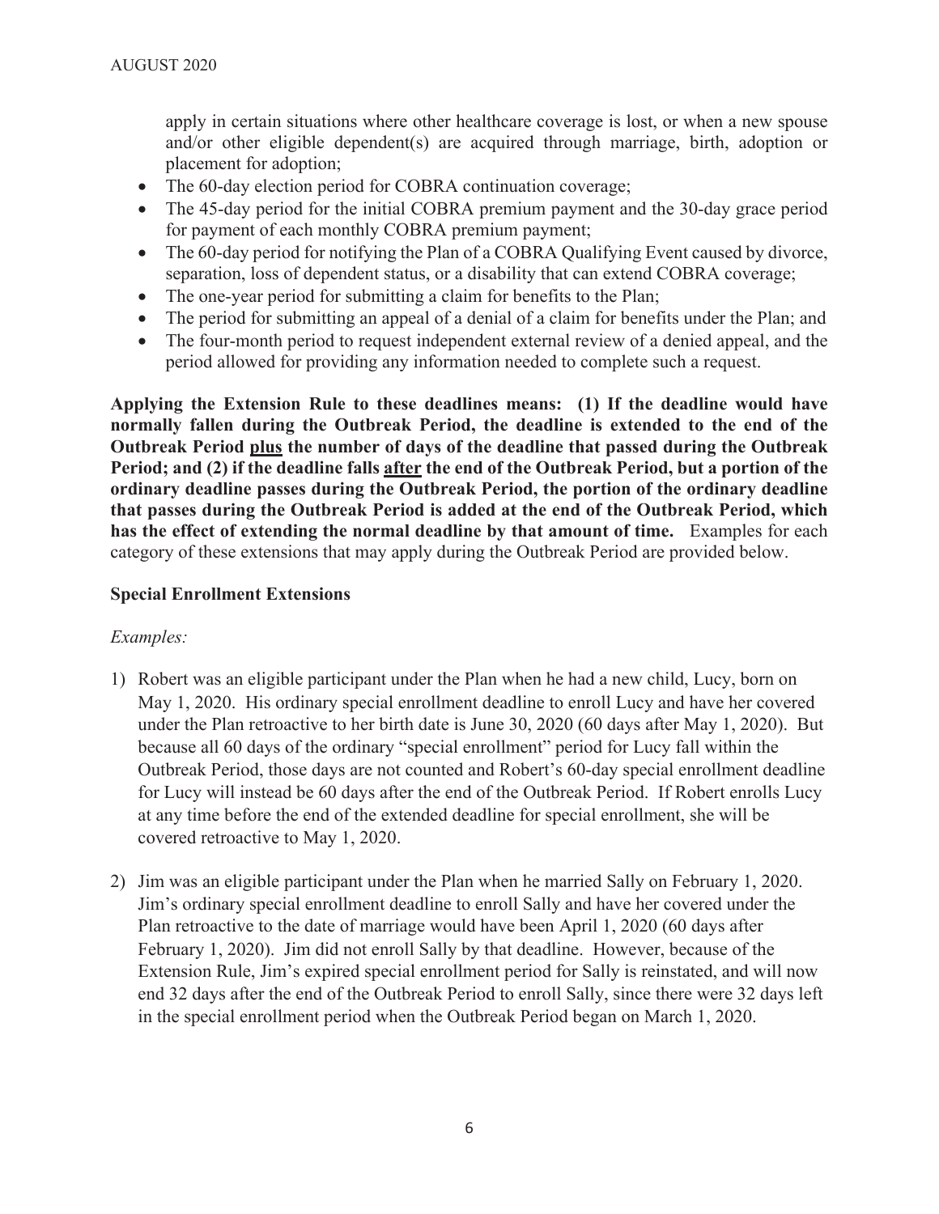apply in certain situations where other healthcare coverage is lost, or when a new spouse and/or other eligible dependent(s) are acquired through marriage, birth, adoption or placement for adoption;

- The 60-day election period for COBRA continuation coverage;
- The 45-day period for the initial COBRA premium payment and the 30-day grace period for payment of each monthly COBRA premium payment;
- The 60-day period for notifying the Plan of a COBRA Qualifying Event caused by divorce, separation, loss of dependent status, or a disability that can extend COBRA coverage;
- The one-year period for submitting a claim for benefits to the Plan;
- The period for submitting an appeal of a denial of a claim for benefits under the Plan; and
- The four-month period to request independent external review of a denied appeal, and the period allowed for providing any information needed to complete such a request.

**Applying the Extension Rule to these deadlines means: (1) If the deadline would have normally fallen during the Outbreak Period, the deadline is extended to the end of the Outbreak Period <u>plus</u> the number of days of the deadline that passed during the Outbreak Period; and (2) if the deadline falls <u>after</u> the end of the Outbreak Period, but a portion of the ordinary deadline passes during the Outbreak Period, the portion of the ordinary deadline that passes during the Outbreak Period is added at the end of the Outbreak Period, which has the effect of extending the normal deadline by that amount of time.** Examples for each category of these extensions that may apply during the Outbreak Period are provided below.

### Special Enrollment Extensions

*Examples:*

1) Robert was an eligible participant under the Plan when he had a new child, Lucy, born on May 1, 2020. His ordinary special enrollment deadline to enroll Lucy and have her covered under the Plan retroactive to her birth date is June 30, 2020 (60 days after May 1, 2020). But because all 60 days of the ordinary "special enrollment" period for Lucy fall within the Outbreak Period, those days are not counted and Robert's 60-day special enrollment deadline for Lucy will instead be 60 days after the end of the Outbreak Period. If Robert enrolls Lucy at any time before the end of the extended deadline for special enrollment, she will be covered retroactive to May 1, 2020.

2) Jim was an eligible participant under the Plan when he married Sally on February 1, 2020. Jim's ordinary special enrollment deadline to enroll Sally and have her covered under the Plan retroactive to the date of marriage would have been April 1, 2020 (60 days after February 1, 2020). Jim did not enroll Sally by that deadline. However, because of the Extension Rule, Jim's expired special enrollment period for Sally is reinstated, and will now end 32 days after the end of the Outbreak Period to enroll Sally, since there were 32 days left in the special enrollment period when the Outbreak Period began on March 1, 2020.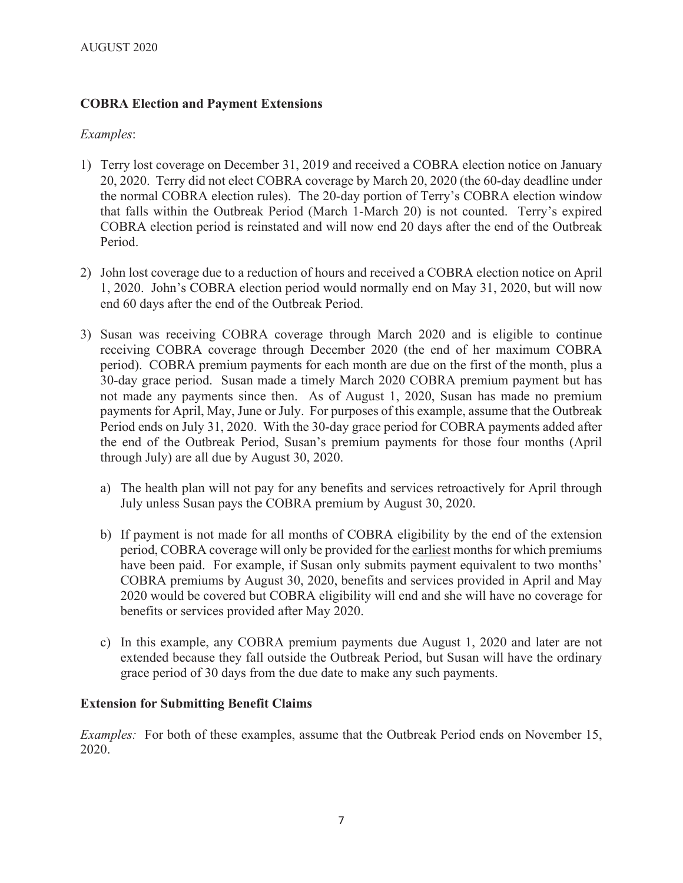## COBRA Election and Payment Extensions

*Examples*:

1) Terry lost coverage on December 31, 2019 and received a COBRA election notice on January 20, 2020. Terry did not elect COBRA coverage by March 20, 2020 (the 60-day deadline under the normal COBRA election rules). The 20-day portion of Terry's COBRA election window that falls within the Outbreak Period (March 1-March 20) is not counted. Terry's expired COBRA election period is reinstated and will now end 20 days after the end of the Outbreak Period.

2) John lost coverage due to a reduction of hours and received a COBRA election notice on April 1, 2020. John's COBRA election period would normally end on May 31, 2020, but will now end 60 days after the end of the Outbreak Period.

3) Susan was receiving COBRA coverage through March 2020 and is eligible to continue receiving COBRA coverage through December 2020 (the end of her maximum COBRA period). COBRA premium payments for each month are due on the first of the month, plus a 30-day grace period. Susan made a timely March 2020 COBRA premium payment but has not made any payments since then. As of August 1, 2020, Susan has made no premium payments for April, May, June or July. For purposes of this example, assume that the Outbreak Period ends on July 31, 2020. With the 30-day grace period for COBRA payments added after the end of the Outbreak Period, Susan's premium payments for those four months (April through July) are all due by August 30, 2020.

    a) The health plan will not pay for any benefits and services retroactively for April through July unless Susan pays the COBRA premium by August 30, 2020.

    b) If payment is not made for all months of COBRA eligibility by the end of the extension period, COBRA coverage will only be provided for the earliest months for which premiums have been paid. For example, if Susan only submits payment equivalent to two months' COBRA premiums by August 30, 2020, benefits and services provided in April and May 2020 would be covered but COBRA eligibility will end and she will have no coverage for benefits or services provided after May 2020.

    c) In this example, any COBRA premium payments due August 1, 2020 and later are not extended because they fall outside the Outbreak Period, but Susan will have the ordinary grace period of 30 days from the due date to make any such payments.

## Extension for Submitting Benefit Claims

*Examples:* For both of these examples, assume that the Outbreak Period ends on November 15, 2020.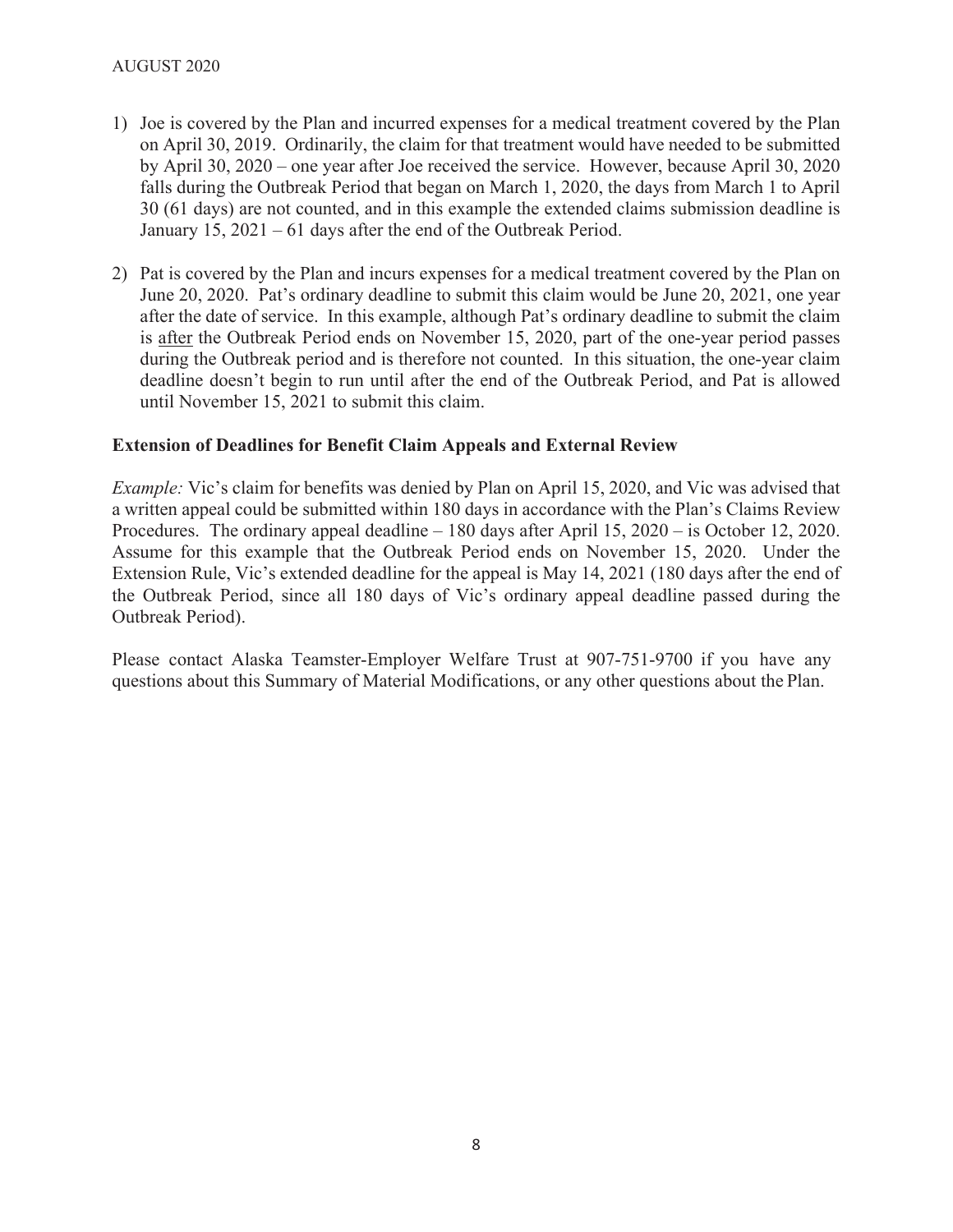1) Joe is covered by the Plan and incurred expenses for a medical treatment covered by the Plan on April 30, 2019. Ordinarily, the claim for that treatment would have needed to be submitted by April 30, 2020 – one year after Joe received the service. However, because April 30, 2020 falls during the Outbreak Period that began on March 1, 2020, the days from March 1 to April 30 (61 days) are not counted, and in this example the extended claims submission deadline is January 15, 2021 – 61 days after the end of the Outbreak Period.

2) Pat is covered by the Plan and incurs expenses for a medical treatment covered by the Plan on June 20, 2020. Pat's ordinary deadline to submit this claim would be June 20, 2021, one year after the date of service. In this example, although Pat's ordinary deadline to submit the claim is <u>after</u> the Outbreak Period ends on November 15, 2020, part of the one-year period passes during the Outbreak period and is therefore not counted. In this situation, the one-year claim deadline doesn't begin to run until after the end of the Outbreak Period, and Pat is allowed until November 15, 2021 to submit this claim.

### Extension of Deadlines for Benefit Claim Appeals and External Review

*Example:* Vic's claim for benefits was denied by Plan on April 15, 2020, and Vic was advised that a written appeal could be submitted within 180 days in accordance with the Plan's Claims Review Procedures. The ordinary appeal deadline – 180 days after April 15, 2020 – is October 12, 2020. Assume for this example that the Outbreak Period ends on November 15, 2020. Under the Extension Rule, Vic's extended deadline for the appeal is May 14, 2021 (180 days after the end of the Outbreak Period, since all 180 days of Vic's ordinary appeal deadline passed during the Outbreak Period).

Please contact Alaska Teamster-Employer Welfare Trust at 907-751-9700 if you have any questions about this Summary of Material Modifications, or any other questions about the Plan.